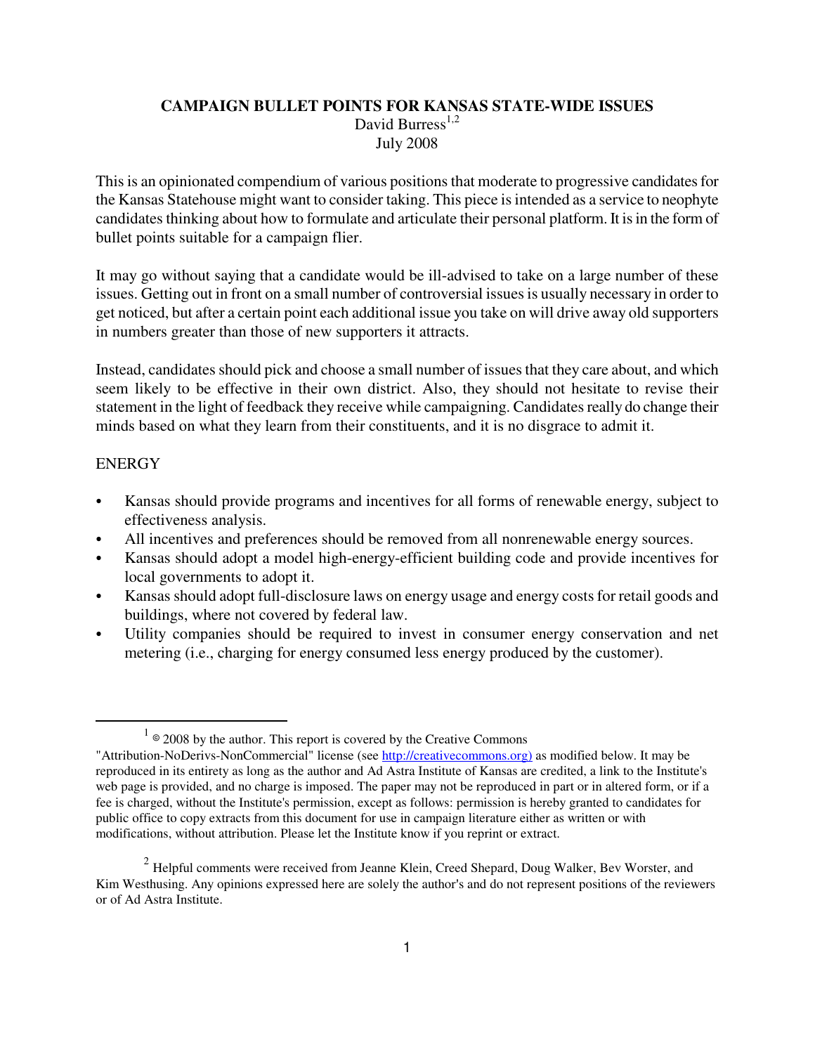# CAMPAIGN BULLET POINTS FOR KANSAS STATE-WIDE ISSUES

David Burress[1,2]

July 2008

This is an opinionated compendium of various positions that moderate to progressive candidates for the Kansas Statehouse might want to consider taking. This piece is intended as a service to neophyte candidates thinking about how to formulate and articulate their personal platform. It is in the form of bullet points suitable for a campaign flier.

It may go without saying that a candidate would be ill-advised to take on a large number of these issues. Getting out in front on a small number of controversial issues is usually necessary in order to get noticed, but after a certain point each additional issue you take on will drive away old supporters in numbers greater than those of new supporters it attracts.

Instead, candidates should pick and choose a small number of issues that they care about, and which seem likely to be effective in their own district. Also, they should not hesitate to revise their statement in the light of feedback they receive while campaigning. Candidates really do change their minds based on what they learn from their constituents, and it is no disgrace to admit it.

## ENERGY

- Kansas should provide programs and incentives for all forms of renewable energy, subject to effectiveness analysis.
- All incentives and preferences should be removed from all nonrenewable energy sources.
- Kansas should adopt a model high-energy-efficient building code and provide incentives for local governments to adopt it.
- Kansas should adopt full-disclosure laws on energy usage and energy costs for retail goods and buildings, where not covered by federal law.
- Utility companies should be required to invest in consumer energy conservation and net metering (i.e., charging for energy consumed less energy produced by the customer).

---

[1] © 2008 by the author. This report is covered by the Creative Commons "Attribution-NoDerivs-NonCommercial" license (see http://creativecommons.org) as modified below. It may be reproduced in its entirety as long as the author and Ad Astra Institute of Kansas are credited, a link to the Institute's web page is provided, and no charge is imposed. The paper may not be reproduced in part or in altered form, or if a fee is charged, without the Institute's permission, except as follows: permission is hereby granted to candidates for public office to copy extracts from this document for use in campaign literature either as written or with modifications, without attribution. Please let the Institute know if you reprint or extract.

[2] Helpful comments were received from Jeanne Klein, Creed Shepard, Doug Walker, Bev Worster, and Kim Westhusing. Any opinions expressed here are solely the author's and do not represent positions of the reviewers or of Ad Astra Institute.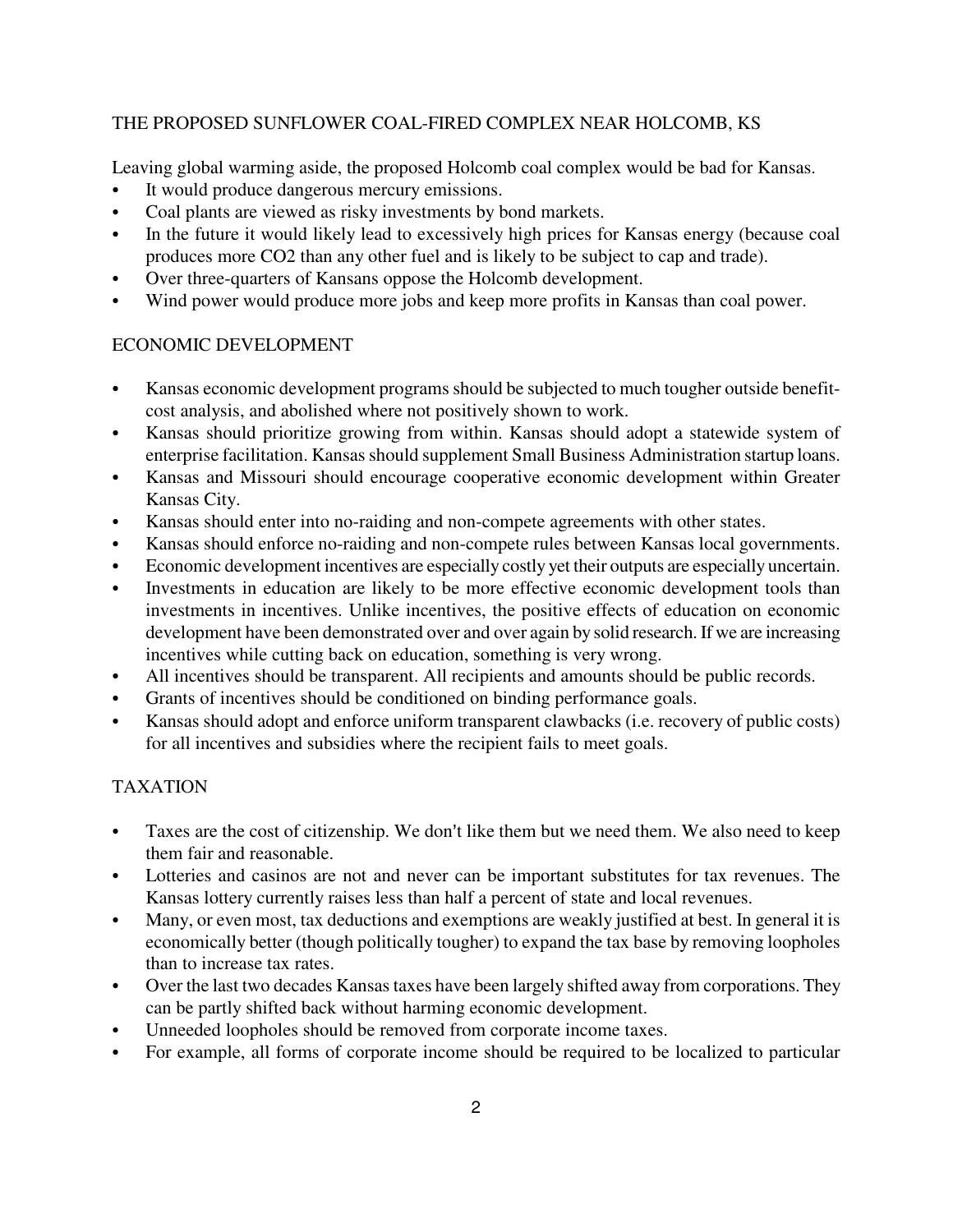## THE PROPOSED SUNFLOWER COAL-FIRED COMPLEX NEAR HOLCOMB, KS

Leaving global warming aside, the proposed Holcomb coal complex would be bad for Kansas.

- It would produce dangerous mercury emissions.
- Coal plants are viewed as risky investments by bond markets.
- In the future it would likely lead to excessively high prices for Kansas energy (because coal produces more $CO_2$ than any other fuel and is likely to be subject to cap and trade).
- Over three-quarters of Kansans oppose the Holcomb development.
- Wind power would produce more jobs and keep more profits in Kansas than coal power.

## ECONOMIC DEVELOPMENT

- Kansas economic development programs should be subjected to much tougher outside benefit-cost analysis, and abolished where not positively shown to work.
- Kansas should prioritize growing from within. Kansas should adopt a statewide system of enterprise facilitation. Kansas should supplement Small Business Administration startup loans.
- Kansas and Missouri should encourage cooperative economic development within Greater Kansas City.
- Kansas should enter into no-raiding and non-compete agreements with other states.
- Kansas should enforce no-raiding and non-compete rules between Kansas local governments.
- Economic development incentives are especially costly yet their outputs are especially uncertain.
- Investments in education are likely to be more effective economic development tools than investments in incentives. Unlike incentives, the positive effects of education on economic development have been demonstrated over and over again by solid research. If we are increasing incentives while cutting back on education, something is very wrong.
- All incentives should be transparent. All recipients and amounts should be public records.
- Grants of incentives should be conditioned on binding performance goals.
- Kansas should adopt and enforce uniform transparent clawbacks (i.e. recovery of public costs) for all incentives and subsidies where the recipient fails to meet goals.

## TAXATION

- Taxes are the cost of citizenship. We don't like them but we need them. We also need to keep them fair and reasonable.
- Lotteries and casinos are not and never can be important substitutes for tax revenues. The Kansas lottery currently raises less than half a percent of state and local revenues.
- Many, or even most, tax deductions and exemptions are weakly justified at best. In general it is economically better (though politically tougher) to expand the tax base by removing loopholes than to increase tax rates.
- Over the last two decades Kansas taxes have been largely shifted away from corporations. They can be partly shifted back without harming economic development.
- Unneeded loopholes should be removed from corporate income taxes.
- For example, all forms of corporate income should be required to be localized to particular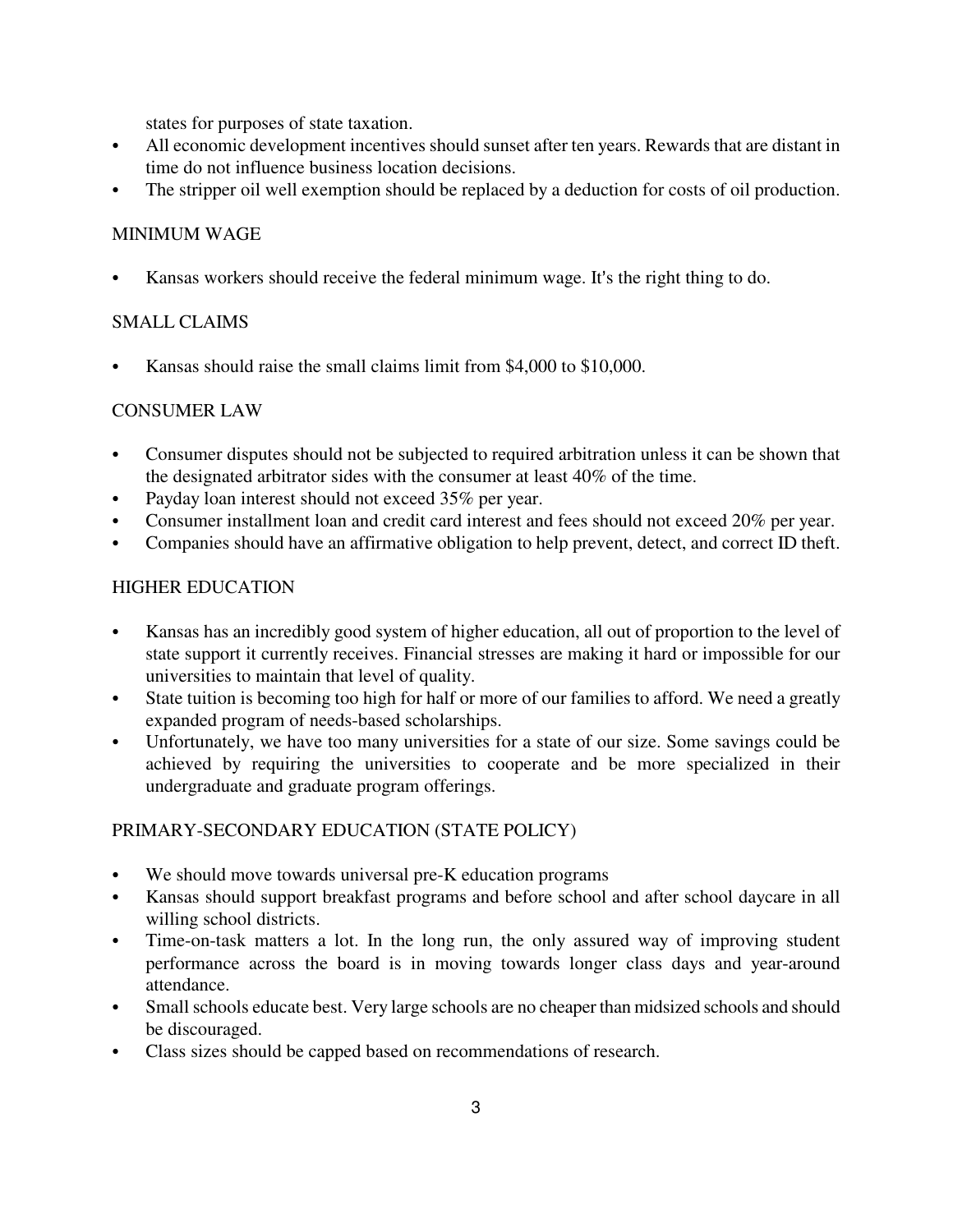states for purposes of state taxation.

- All economic development incentives should sunset after ten years. Rewards that are distant in time do not influence business location decisions.
- The stripper oil well exemption should be replaced by a deduction for costs of oil production.

## MINIMUM WAGE

- Kansas workers should receive the federal minimum wage. It's the right thing to do.

## SMALL CLAIMS

- Kansas should raise the small claims limit from $4,000 to $10,000.

## CONSUMER LAW

- Consumer disputes should not be subjected to required arbitration unless it can be shown that the designated arbitrator sides with the consumer at least 40% of the time.
- Payday loan interest should not exceed 35% per year.
- Consumer installment loan and credit card interest and fees should not exceed 20% per year.
- Companies should have an affirmative obligation to help prevent, detect, and correct ID theft.

## HIGHER EDUCATION

- Kansas has an incredibly good system of higher education, all out of proportion to the level of state support it currently receives. Financial stresses are making it hard or impossible for our universities to maintain that level of quality.
- State tuition is becoming too high for half or more of our families to afford. We need a greatly expanded program of needs-based scholarships.
- Unfortunately, we have too many universities for a state of our size. Some savings could be achieved by requiring the universities to cooperate and be more specialized in their undergraduate and graduate program offerings.

## PRIMARY-SECONDARY EDUCATION (STATE POLICY)

- We should move towards universal pre-K education programs
- Kansas should support breakfast programs and before school and after school daycare in all willing school districts.
- Time-on-task matters a lot. In the long run, the only assured way of improving student performance across the board is in moving towards longer class days and year-around attendance.
- Small schools educate best. Very large schools are no cheaper than midsized schools and should be discouraged.
- Class sizes should be capped based on recommendations of research.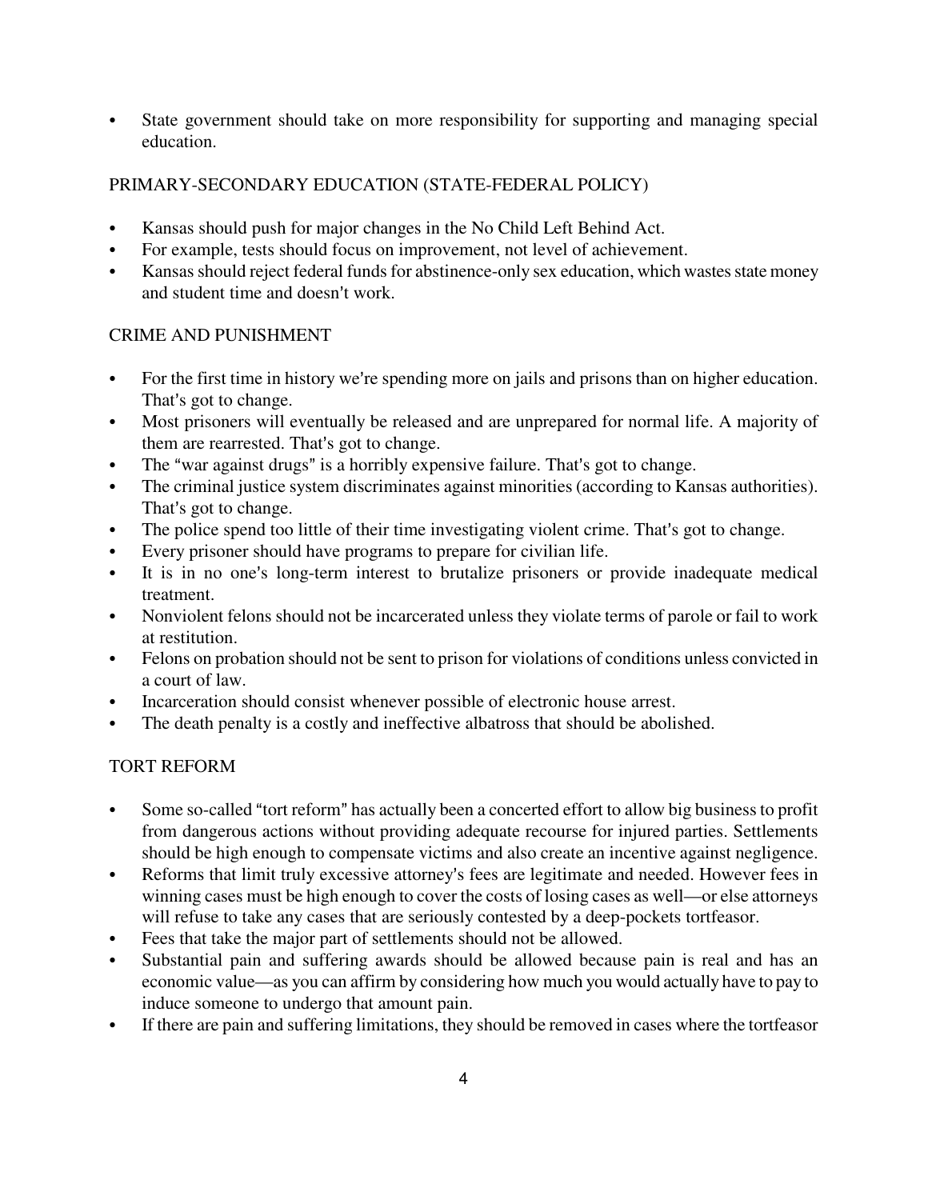- State government should take on more responsibility for supporting and managing special education.

## PRIMARY-SECONDARY EDUCATION (STATE-FEDERAL POLICY)

- Kansas should push for major changes in the No Child Left Behind Act.
- For example, tests should focus on improvement, not level of achievement.
- Kansas should reject federal funds for abstinence-only sex education, which wastes state money and student time and doesn't work.

## CRIME AND PUNISHMENT

- For the first time in history we're spending more on jails and prisons than on higher education. That's got to change.
- Most prisoners will eventually be released and are unprepared for normal life. A majority of them are rearrested. That's got to change.
- The "war against drugs" is a horribly expensive failure. That's got to change.
- The criminal justice system discriminates against minorities (according to Kansas authorities). That's got to change.
- The police spend too little of their time investigating violent crime. That's got to change.
- Every prisoner should have programs to prepare for civilian life.
- It is in no one's long-term interest to brutalize prisoners or provide inadequate medical treatment.
- Nonviolent felons should not be incarcerated unless they violate terms of parole or fail to work at restitution.
- Felons on probation should not be sent to prison for violations of conditions unless convicted in a court of law.
- Incarceration should consist whenever possible of electronic house arrest.
- The death penalty is a costly and ineffective albatross that should be abolished.

## TORT REFORM

- Some so-called "tort reform" has actually been a concerted effort to allow big business to profit from dangerous actions without providing adequate recourse for injured parties. Settlements should be high enough to compensate victims and also create an incentive against negligence.
- Reforms that limit truly excessive attorney's fees are legitimate and needed. However fees in winning cases must be high enough to cover the costs of losing cases as well—or else attorneys will refuse to take any cases that are seriously contested by a deep-pockets tortfeasor.
- Fees that take the major part of settlements should not be allowed.
- Substantial pain and suffering awards should be allowed because pain is real and has an economic value—as you can affirm by considering how much you would actually have to pay to induce someone to undergo that amount pain.
- If there are pain and suffering limitations, they should be removed in cases where the tortfeasor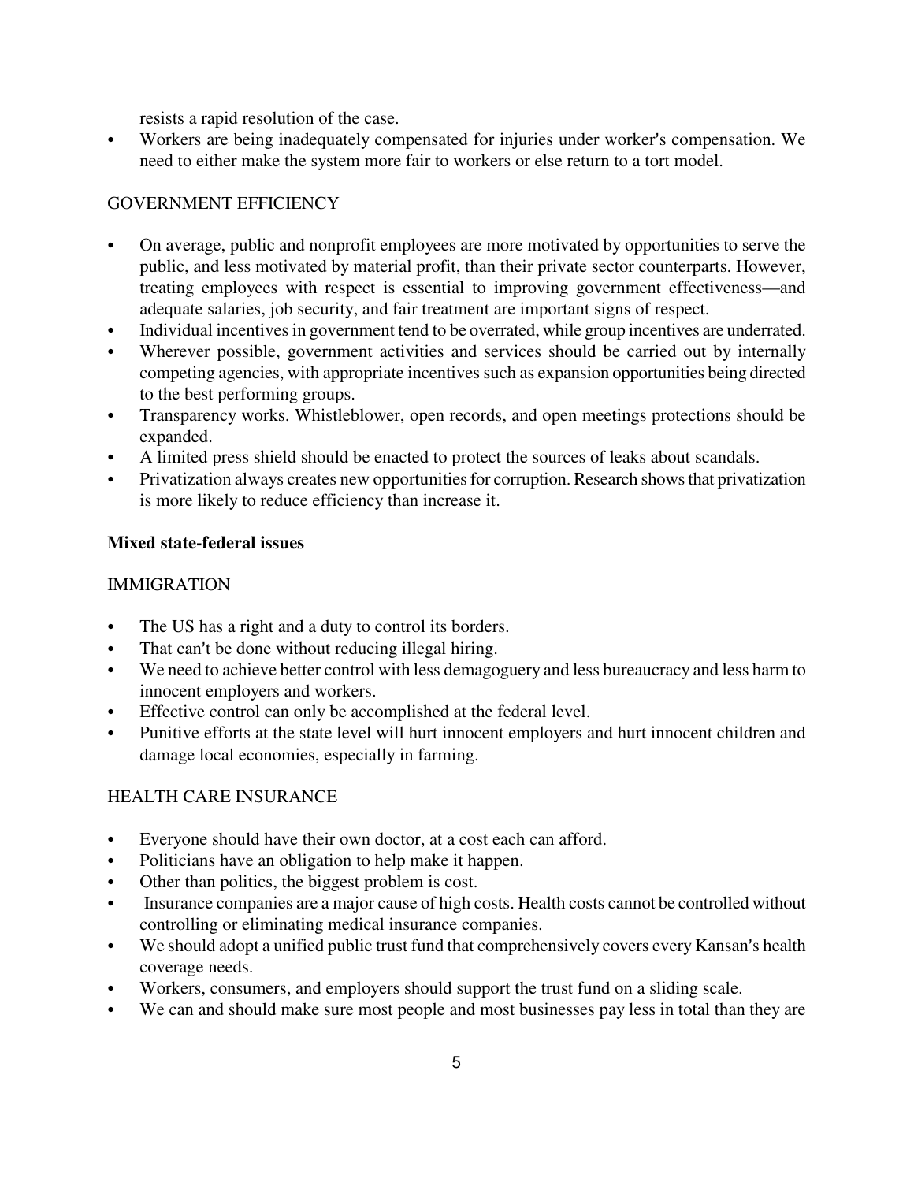resists a rapid resolution of the case.

- Workers are being inadequately compensated for injuries under worker's compensation. We need to either make the system more fair to workers or else return to a tort model.

GOVERNMENT EFFICIENCY

- On average, public and nonprofit employees are more motivated by opportunities to serve the public, and less motivated by material profit, than their private sector counterparts. However, treating employees with respect is essential to improving government effectiveness—and adequate salaries, job security, and fair treatment are important signs of respect.
- Individual incentives in government tend to be overrated, while group incentives are underrated.
- Wherever possible, government activities and services should be carried out by internally competing agencies, with appropriate incentives such as expansion opportunities being directed to the best performing groups.
- Transparency works. Whistleblower, open records, and open meetings protections should be expanded.
- A limited press shield should be enacted to protect the sources of leaks about scandals.
- Privatization always creates new opportunities for corruption. Research shows that privatization is more likely to reduce efficiency than increase it.

**Mixed state-federal issues**

IMMIGRATION

- The US has a right and a duty to control its borders.
- That can't be done without reducing illegal hiring.
- We need to achieve better control with less demagoguery and less bureaucracy and less harm to innocent employers and workers.
- Effective control can only be accomplished at the federal level.
- Punitive efforts at the state level will hurt innocent employers and hurt innocent children and damage local economies, especially in farming.

HEALTH CARE INSURANCE

- Everyone should have their own doctor, at a cost each can afford.
- Politicians have an obligation to help make it happen.
- Other than politics, the biggest problem is cost.
- Insurance companies are a major cause of high costs. Health costs cannot be controlled without controlling or eliminating medical insurance companies.
- We should adopt a unified public trust fund that comprehensively covers every Kansan's health coverage needs.
- Workers, consumers, and employers should support the trust fund on a sliding scale.
- We can and should make sure most people and most businesses pay less in total than they are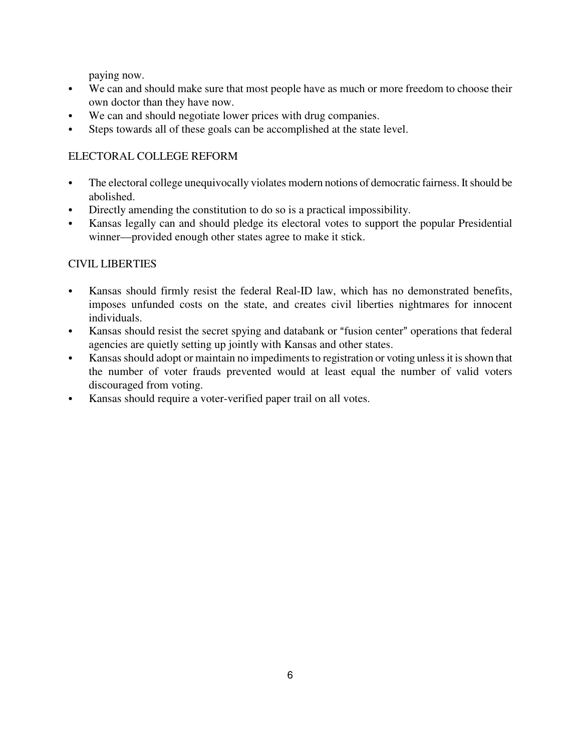paying now.

- We can and should make sure that most people have as much or more freedom to choose their own doctor than they have now.
- We can and should negotiate lower prices with drug companies.
- Steps towards all of these goals can be accomplished at the state level.

## ELECTORAL COLLEGE REFORM

- The electoral college unequivocally violates modern notions of democratic fairness. It should be abolished.
- Directly amending the constitution to do so is a practical impossibility.
- Kansas legally can and should pledge its electoral votes to support the popular Presidential winner—provided enough other states agree to make it stick.

## CIVIL LIBERTIES

- Kansas should firmly resist the federal Real-ID law, which has no demonstrated benefits, imposes unfunded costs on the state, and creates civil liberties nightmares for innocent individuals.
- Kansas should resist the secret spying and databank or "fusion center" operations that federal agencies are quietly setting up jointly with Kansas and other states.
- Kansas should adopt or maintain no impediments to registration or voting unless it is shown that the number of voter frauds prevented would at least equal the number of valid voters discouraged from voting.
- Kansas should require a voter-verified paper trail on all votes.